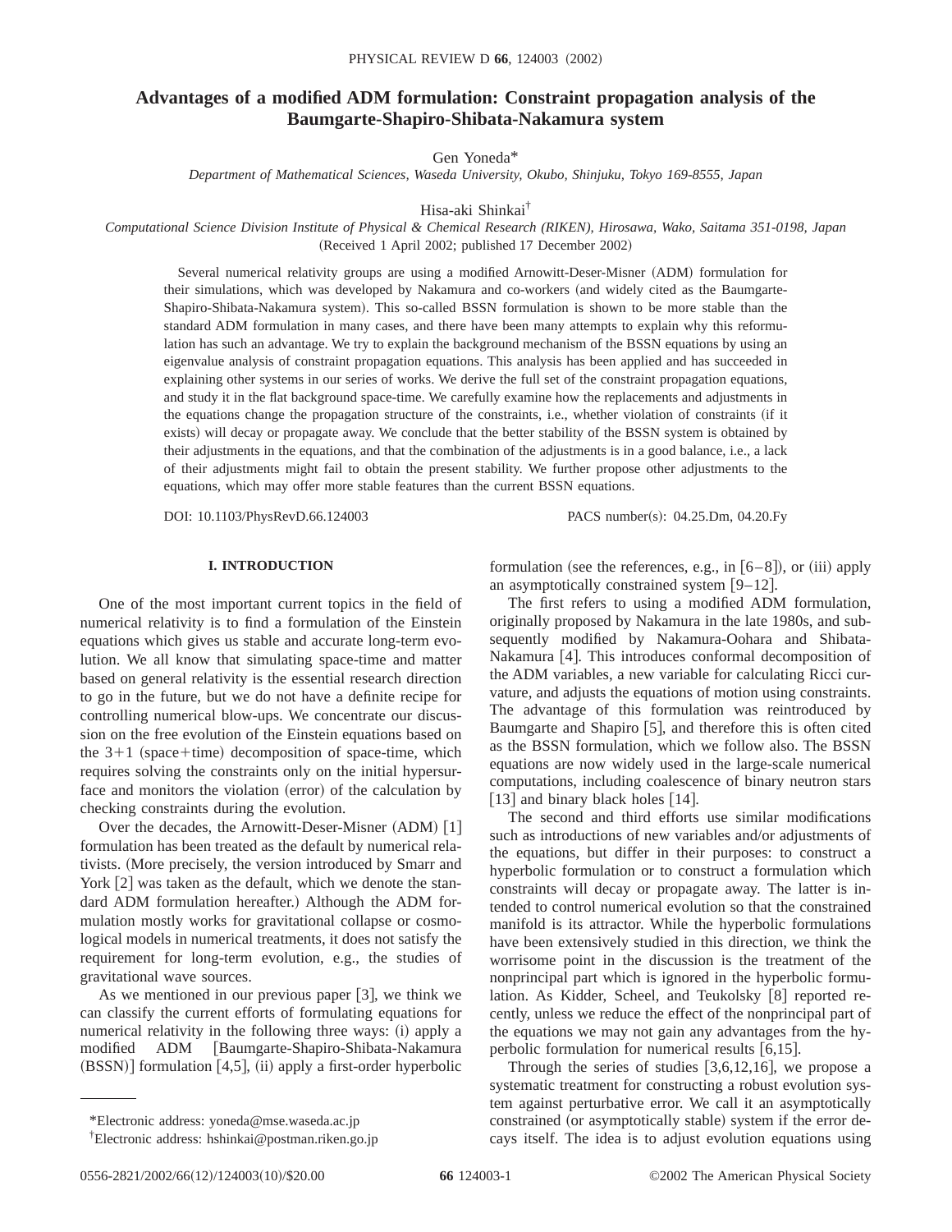# Advantages of a modified ADM formulation: Constraint propagation analysis of the Baumgarte-Shapiro-Shibata-Nakamura system

Gen Yoneda*

*Department of Mathematical Sciences, Waseda University, Okubo, Shinjuku, Tokyo 169-8555, Japan*

Hisa-aki Shinkai†

*Computational Science Division Institute of Physical & Chemical Research (RIKEN), Hirosawa, Wako, Saitama 351-0198, Japan*

(Received 1 April 2002; published 17 December 2002)

Several numerical relativity groups are using a modified Arnowitt-Deser-Misner (ADM) formulation for their simulations, which was developed by Nakamura and co-workers (and widely cited as the Baumgarte-Shapiro-Shibata-Nakamura system). This so-called BSSN formulation is shown to be more stable than the standard ADM formulation in many cases, and there have been many attempts to explain why this reformulation has such an advantage. We try to explain the background mechanism of the BSSN equations by using an eigenvalue analysis of constraint propagation equations. This analysis has been applied and has succeeded in explaining other systems in our series of works. We derive the full set of the constraint propagation equations, and study it in the flat background space-time. We carefully examine how the replacements and adjustments in the equations change the propagation structure of the constraints, i.e., whether violation of constraints (if it exists) will decay or propagate away. We conclude that the better stability of the BSSN system is obtained by their adjustments in the equations, and that the combination of the adjustments is in a good balance, i.e., a lack of their adjustments might fail to obtain the present stability. We further propose other adjustments to the equations, which may offer more stable features than the current BSSN equations.

DOI: 10.1103/PhysRevD.66.124003 PACS number(s): 04.25.Dm, 04.20.Fy

## I. INTRODUCTION

One of the most important current topics in the field of numerical relativity is to find a formulation of the Einstein equations which gives us stable and accurate long-term evolution. We all know that simulating space-time and matter based on general relativity is the essential research direction to go in the future, but we do not have a definite recipe for controlling numerical blow-ups. We concentrate our discussion on the free evolution of the Einstein equations based on the 3+1 (space+time) decomposition of space-time, which requires solving the constraints only on the initial hypersurface and monitors the violation (error) of the calculation by checking constraints during the evolution.

Over the decades, the Arnowitt-Deser-Misner (ADM) [1] formulation has been treated as the default by numerical relativists. (More precisely, the version introduced by Smarr and York [2] was taken as the default, which we denote the standard ADM formulation hereafter.) Although the ADM formulation mostly works for gravitational collapse or cosmological models in numerical treatments, it does not satisfy the requirement for long-term evolution, e.g., the studies of gravitational wave sources.

As we mentioned in our previous paper [3], we think we can classify the current efforts of formulating equations for numerical relativity in the following three ways: (i) apply a modified ADM [Baumgarte-Shapiro-Shibata-Nakamura (BSSN)] formulation [4,5], (ii) apply a first-order hyperbolic formulation (see the references, e.g., in [6–8]), or (iii) apply an asymptotically constrained system [9–12].

The first refers to using a modified ADM formulation, originally proposed by Nakamura in the late 1980s, and subsequently modified by Nakamura-Oohara and Shibata-Nakamura [4]. This introduces conformal decomposition of the ADM variables, a new variable for calculating Ricci curvature, and adjusts the equations of motion using constraints. The advantage of this formulation was reintroduced by Baumgarte and Shapiro [5], and therefore this is often cited as the BSSN formulation, which we follow also. The BSSN equations are now widely used in the large-scale numerical computations, including coalescence of binary neutron stars [13] and binary black holes [14].

The second and third efforts use similar modifications such as introductions of new variables and/or adjustments of the equations, but differ in their purposes: to construct a hyperbolic formulation or to construct a formulation which constraints will decay or propagate away. The latter is intended to control numerical evolution so that the constrained manifold is its attractor. While the hyperbolic formulations have been extensively studied in this direction, we think the worrisome point in the discussion is the treatment of the nonprincipal part which is ignored in the hyperbolic formulation. As Kidder, Scheel, and Teukolsky [8] reported recently, unless we reduce the effect of the nonprincipal part of the equations we may not gain any advantages from the hyperbolic formulation for numerical results [6,15].

Through the series of studies [3,6,12,16], we propose a systematic treatment for constructing a robust evolution system against perturbative error. We call it an asymptotically constrained (or asymptotically stable) system if the error decays itself. The idea is to adjust evolution equations using

*Electronic address: yoneda@mse.waseda.ac.jp

†Electronic address: hshinkai@postman.riken.go.jp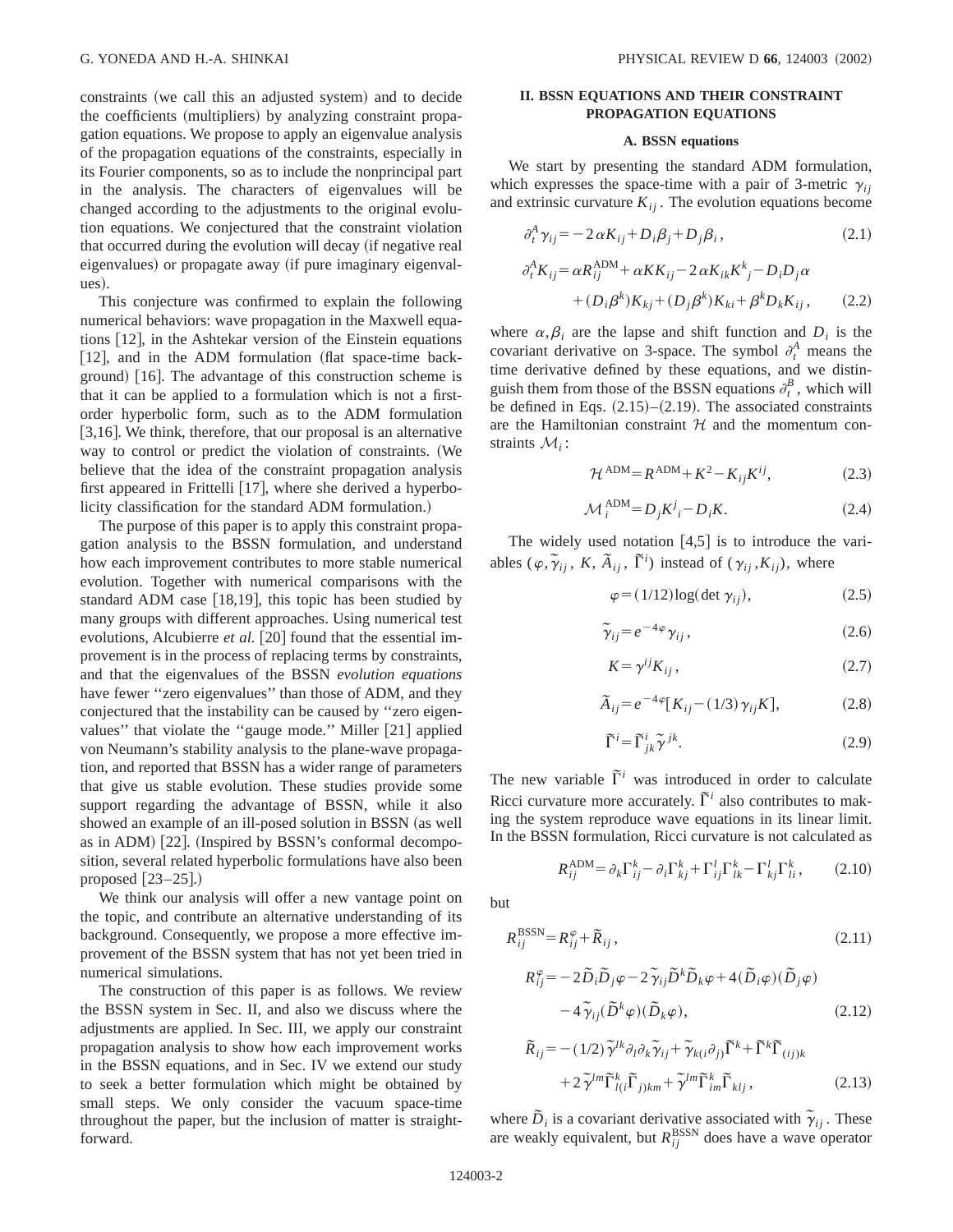constraints (we call this an adjusted system) and to decide the coefficients (multipliers) by analyzing constraint propagation equations. We propose to apply an eigenvalue analysis of the propagation equations of the constraints, especially in its Fourier components, so as to include the nonprincipal part in the analysis. The characters of eigenvalues will be changed according to the adjustments to the original evolution equations. We conjectured that the constraint violation that occurred during the evolution will decay (if negative real eigenvalues) or propagate away (if pure imaginary eigenvalues).

This conjecture was confirmed to explain the following numerical behaviors: wave propagation in the Maxwell equations [12], in the Ashtekar version of the Einstein equations [12], and in the ADM formulation (flat space-time background) [16]. The advantage of this construction scheme is that it can be applied to a formulation which is not a first-order hyperbolic form, such as to the ADM formulation [3,16]. We think, therefore, that our proposal is an alternative way to control or predict the violation of constraints. (We believe that the idea of the constraint propagation analysis first appeared in Frittelli [17], where she derived a hyperbolicity classification for the standard ADM formulation.)

The purpose of this paper is to apply this constraint propagation analysis to the BSSN formulation, and understand how each improvement contributes to more stable numerical evolution. Together with numerical comparisons with the standard ADM case [18,19], this topic has been studied by many groups with different approaches. Using numerical test evolutions, Alcubierre *et al.* [20] found that the essential improvement is in the process of replacing terms by constraints, and that the eigenvalues of the BSSN *evolution equations* have fewer ''zero eigenvalues'' than those of ADM, and they conjectured that the instability can be caused by ''zero eigenvalues'' that violate the ''gauge mode.'' Miller [21] applied von Neumann's stability analysis to the plane-wave propagation, and reported that BSSN has a wider range of parameters that give us stable evolution. These studies provide some support regarding the advantage of BSSN, while it also showed an example of an ill-posed solution in BSSN (as well as in ADM) [22]. (Inspired by BSSN's conformal decomposition, several related hyperbolic formulations have also been proposed [23–25].)

We think our analysis will offer a new vantage point on the topic, and contribute an alternative understanding of its background. Consequently, we propose a more effective improvement of the BSSN system that has not yet been tried in numerical simulations.

The construction of this paper is as follows. We review the BSSN system in Sec. II, and also we discuss where the adjustments are applied. In Sec. III, we apply our constraint propagation analysis to show how each improvement works in the BSSN equations, and in Sec. IV we extend our study to seek a better formulation which might be obtained by small steps. We only consider the vacuum space-time throughout the paper, but the inclusion of matter is straightforward.

## II. BSSN EQUATIONS AND THEIR CONSTRAINT PROPAGATION EQUATIONS

### A. BSSN equations

We start by presenting the standard ADM formulation, which expresses the space-time with a pair of 3-metric $\gamma_{ij}$ and extrinsic curvature $K_{ij}$. The evolution equations become

$$\partial_t^A \gamma_{ij} = -2\alpha K_{ij} + D_i\beta_j + D_j\beta_i, \tag{2.1}$$

$$\partial_t^A K_{ij} = \alpha R_{ij}^{\mathrm{ADM}} + \alpha K K_{ij} - 2\alpha K_{ik}K^k{}_j - D_i D_j \alpha + (D_i\beta^k)K_{kj} + (D_j\beta^k)K_{ki} + \beta^k D_k K_{ij}, \tag{2.2}$$

where $\alpha, \beta_i$ are the lapse and shift function and $D_i$ is the covariant derivative on 3-space. The symbol $\partial_t^A$ means the time derivative defined by these equations, and we distinguish them from those of the BSSN equations $\partial_t^B$, which will be defined in Eqs. (2.15)–(2.19). The associated constraints are the Hamiltonian constraint $\mathcal{H}$ and the momentum constraints $\mathcal{M}_i$:

$$\mathcal{H}^{\mathrm{ADM}} = R^{\mathrm{ADM}} + K^2 - K_{ij}K^{ij}, \tag{2.3}$$

$$\mathcal{M}_i^{\mathrm{ADM}} = D_j K^j{}_i - D_i K. \tag{2.4}$$

The widely used notation [4,5] is to introduce the variables $(\varphi, \tilde{\gamma}_{ij}, K, \tilde{A}_{ij}, \tilde{\Gamma}^i)$ instead of $(\gamma_{ij}, K_{ij})$, where

$$\varphi = (1/12)\log(\det \gamma_{ij}), \tag{2.5}$$

$$\tilde{\gamma}_{ij} = e^{-4\varphi}\gamma_{ij}, \tag{2.6}$$

$$K = \gamma^{ij}K_{ij}, \tag{2.7}$$

$$\tilde{A}_{ij} = e^{-4\varphi}[K_{ij} - (1/3)\gamma_{ij}K], \tag{2.8}$$

$$\tilde{\Gamma}^i = \tilde{\Gamma}^i_{jk}\tilde{\gamma}^{jk}. \tag{2.9}$$

The new variable $\tilde{\Gamma}^i$ was introduced in order to calculate Ricci curvature more accurately. $\tilde{\Gamma}^i$ also contributes to making the system reproduce wave equations in its linear limit. In the BSSN formulation, Ricci curvature is not calculated as

$$R_{ij}^{\mathrm{ADM}} = \partial_k \Gamma^k_{ij} - \partial_i \Gamma^k_{kj} + \Gamma^l_{ij}\Gamma^k_{lk} - \Gamma^l_{kj}\Gamma^k_{li}, \tag{2.10}$$

but

$$R_{ij}^{\mathrm{BSSN}} = R_{ij}^{\varphi} + \tilde{R}_{ij}, \tag{2.11}$$

$$R_{ij}^{\varphi} = -2\tilde{D}_i\tilde{D}_j\varphi - 2\tilde{\gamma}_{ij}\tilde{D}^k\tilde{D}_k\varphi + 4(\tilde{D}_i\varphi)(\tilde{D}_j\varphi) - 4\tilde{\gamma}_{ij}(\tilde{D}^k\varphi)(\tilde{D}_k\varphi), \tag{2.12}$$

$$\tilde{R}_{ij} = -(1/2)\tilde{\gamma}^{lk}\partial_l\partial_k\tilde{\gamma}_{ij} + \tilde{\gamma}_{k(i}\partial_{j)}\tilde{\Gamma}^k + \tilde{\Gamma}^k\tilde{\Gamma}_{(ij)k} + 2\tilde{\gamma}^{lm}\tilde{\Gamma}^k_{l(i}\tilde{\Gamma}_{j)km} + \tilde{\gamma}^{lm}\tilde{\Gamma}^k_{im}\tilde{\Gamma}_{klj}, \tag{2.13}$$

where $\tilde{D}_i$ is a covariant derivative associated with $\tilde{\gamma}_{ij}$. These are weakly equivalent, but $R_{ij}^{\mathrm{BSSN}}$ does have a wave operator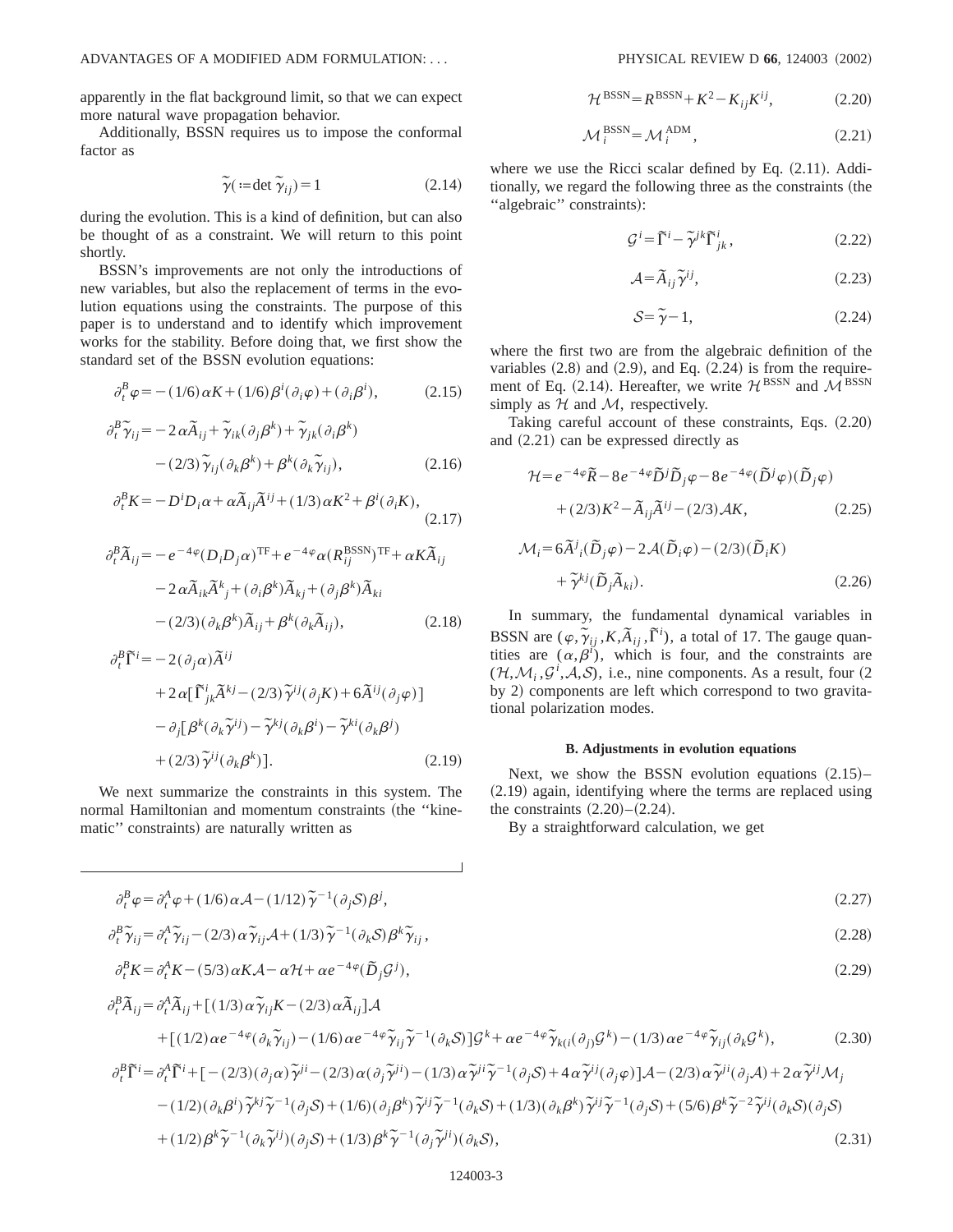apparently in the flat background limit, so that we can expect more natural wave propagation behavior.

Additionally, BSSN requires us to impose the conformal factor as

$$\tilde{\gamma}(:=\det \tilde{\gamma}_{ij})=1 \tag{2.14}$$

during the evolution. This is a kind of definition, but can also be thought of as a constraint. We will return to this point shortly.

BSSN's improvements are not only the introductions of new variables, but also the replacement of terms in the evolution equations using the constraints. The purpose of this paper is to understand and to identify which improvement works for the stability. Before doing that, we first show the standard set of the BSSN evolution equations:

$$\partial_t^B \varphi = -(1/6)\alpha K + (1/6)\beta^i(\partial_i \varphi) + (\partial_i \beta^i), \tag{2.15}$$

$$\partial_t^B \tilde{\gamma}_{ij} = -2\alpha \tilde{A}_{ij} + \tilde{\gamma}_{ik}(\partial_j \beta^k) + \tilde{\gamma}_{jk}(\partial_i \beta^k) - (2/3)\tilde{\gamma}_{ij}(\partial_k \beta^k) + \beta^k(\partial_k \tilde{\gamma}_{ij}), \tag{2.16}$$

$$\partial_t^B K = -D^i D_i \alpha + \alpha \tilde{A}_{ij}\tilde{A}^{ij} + (1/3)\alpha K^2 + \beta^i(\partial_i K), \tag{2.17}$$

$$\begin{aligned}\partial_t^B \tilde{A}_{ij} = &-e^{-4\varphi}(D_i D_j \alpha)^{\rm TF} + e^{-4\varphi}\alpha(R_{ij}^{\rm BSSN})^{\rm TF} + \alpha K \tilde{A}_{ij} \\ &-2\alpha \tilde{A}_{ik}\tilde{A}^k{}_j + (\partial_i \beta^k)\tilde{A}_{kj} + (\partial_j \beta^k)\tilde{A}_{ki} \\ &-(2/3)(\partial_k \beta^k)\tilde{A}_{ij} + \beta^k(\partial_k \tilde{A}_{ij}),\end{aligned} \tag{2.18}$$

$$\begin{aligned}\partial_t^B \tilde{\Gamma}^i = &-2(\partial_j \alpha)\tilde{A}^{ij} \\ &+2\alpha[\tilde{\Gamma}^i_{jk}\tilde{A}^{kj} - (2/3)\tilde{\gamma}^{ij}(\partial_j K) + 6\tilde{A}^{ij}(\partial_j \varphi)] \\ &-\partial_j[\beta^k(\partial_k \tilde{\gamma}^{ij}) - \tilde{\gamma}^{kj}(\partial_k \beta^i) - \tilde{\gamma}^{ki}(\partial_k \beta^j) \\ &+(2/3)\tilde{\gamma}^{ij}(\partial_k \beta^k)].\end{aligned} \tag{2.19}$$

We next summarize the constraints in this system. The normal Hamiltonian and momentum constraints (the "kinematic" constraints) are naturally written as

$$\mathcal{H}^{\rm BSSN} = R^{\rm BSSN} + K^2 - K_{ij}K^{ij}, \tag{2.20}$$

$$\mathcal{M}_i^{\rm BSSN} = \mathcal{M}_i^{\rm ADM}, \tag{2.21}$$

where we use the Ricci scalar defined by Eq. (2.11). Additionally, we regard the following three as the constraints (the "algebraic" constraints):

$$\mathcal{G}^i = \tilde{\Gamma}^i - \tilde{\gamma}^{jk}\tilde{\Gamma}^i_{jk}, \tag{2.22}$$

$$\mathcal{A} = \tilde{A}_{ij}\tilde{\gamma}^{ij}, \tag{2.23}$$

$$\mathcal{S} = \tilde{\gamma} - 1, \tag{2.24}$$

where the first two are from the algebraic definition of the variables (2.8) and (2.9), and Eq. (2.24) is from the requirement of Eq. (2.14). Hereafter, we write $\mathcal{H}^{\rm BSSN}$ and $\mathcal{M}^{\rm BSSN}$ simply as $\mathcal{H}$ and $\mathcal{M}$, respectively.

Taking careful account of these constraints, Eqs. (2.20) and (2.21) can be expressed directly as

$$\begin{aligned}\mathcal{H} = &e^{-4\varphi}\tilde{R} - 8e^{-4\varphi}\tilde{D}^j\tilde{D}_j\varphi - 8e^{-4\varphi}(\tilde{D}^j\varphi)(\tilde{D}_j\varphi) \\ &+(2/3)K^2 - \tilde{A}_{ij}\tilde{A}^{ij} - (2/3)\mathcal{A}K,\end{aligned} \tag{2.25}$$

$$\begin{aligned}\mathcal{M}_i = &6\tilde{A}^j{}_i(\tilde{D}_j\varphi) - 2\mathcal{A}(\tilde{D}_i\varphi) - (2/3)(\tilde{D}_i K) \\ &+\tilde{\gamma}^{kj}(\tilde{D}_j\tilde{A}_{ki}).\end{aligned} \tag{2.26}$$

In summary, the fundamental dynamical variables in BSSN are $(\varphi, \tilde{\gamma}_{ij}, K, \tilde{A}_{ij}, \tilde{\Gamma}^i)$, a total of 17. The gauge quantities are $(\alpha, \beta^i)$, which is four, and the constraints are $(\mathcal{H}, \mathcal{M}_i, \mathcal{G}^i, \mathcal{A}, \mathcal{S})$, i.e., nine components. As a result, four (2 by 2) components are left which correspond to two gravitational polarization modes.

### B. Adjustments in evolution equations

Next, we show the BSSN evolution equations (2.15)–(2.19) again, identifying where the terms are replaced using the constraints (2.20)–(2.24).

By a straightforward calculation, we get

$$\partial_t^B \varphi = \partial_t^A \varphi + (1/6)\alpha\mathcal{A} - (1/12)\tilde{\gamma}^{-1}(\partial_j \mathcal{S})\beta^j, \tag{2.27}$$

$$\partial_t^B \tilde{\gamma}_{ij} = \partial_t^A \tilde{\gamma}_{ij} - (2/3)\alpha\tilde{\gamma}_{ij}\mathcal{A} + (1/3)\tilde{\gamma}^{-1}(\partial_k \mathcal{S})\beta^k\tilde{\gamma}_{ij}, \tag{2.28}$$

$$\partial_t^B K = \partial_t^A K - (5/3)\alpha K\mathcal{A} - \alpha\mathcal{H} + \alpha e^{-4\varphi}(\tilde{D}_j \mathcal{G}^j), \tag{2.29}$$

$$\begin{aligned}\partial_t^B \tilde{A}_{ij} = &\partial_t^A \tilde{A}_{ij} + [(1/3)\alpha\tilde{\gamma}_{ij}K - (2/3)\alpha\tilde{A}_{ij}]\mathcal{A} \\ &+[(1/2)\alpha e^{-4\varphi}(\partial_k\tilde{\gamma}_{ij}) - (1/6)\alpha e^{-4\varphi}\tilde{\gamma}_{ij}\tilde{\gamma}^{-1}(\partial_k\mathcal{S})]\mathcal{G}^k + \alpha e^{-4\varphi}\tilde{\gamma}_{k(i}(\partial_{j)}\mathcal{G}^k) - (1/3)\alpha e^{-4\varphi}\tilde{\gamma}_{ij}(\partial_k\mathcal{G}^k),\end{aligned} \tag{2.30}$$

$$\begin{aligned}\partial_t^B \tilde{\Gamma}^i = &\partial_t^A \tilde{\Gamma}^i + [-(2/3)(\partial_j\alpha)\tilde{\gamma}^{ji} - (2/3)\alpha(\partial_j\tilde{\gamma}^{ji}) - (1/3)\alpha\tilde{\gamma}^{ji}\tilde{\gamma}^{-1}(\partial_j\mathcal{S}) + 4\alpha\tilde{\gamma}^{ij}(\partial_j\varphi)]\mathcal{A} - (2/3)\alpha\tilde{\gamma}^{ji}(\partial_j\mathcal{A}) + 2\alpha\tilde{\gamma}^{ij}\mathcal{M}_j \\ &-(1/2)(\partial_k\beta^i)\tilde{\gamma}^{kj}\tilde{\gamma}^{-1}(\partial_j\mathcal{S}) + (1/6)(\partial_j\beta^k)\tilde{\gamma}^{ij}\tilde{\gamma}^{-1}(\partial_k\mathcal{S}) + (1/3)(\partial_k\beta^k)\tilde{\gamma}^{ij}\tilde{\gamma}^{-1}(\partial_j\mathcal{S}) + (5/6)\beta^k\tilde{\gamma}^{-2}\tilde{\gamma}^{ij}(\partial_k\mathcal{S})(\partial_j\mathcal{S}) \\ &+(1/2)\beta^k\tilde{\gamma}^{-1}(\partial_k\tilde{\gamma}^{ij})(\partial_j\mathcal{S}) + (1/3)\beta^k\tilde{\gamma}^{-1}(\partial_j\tilde{\gamma}^{ji})(\partial_k\mathcal{S}),\end{aligned} \tag{2.31}$$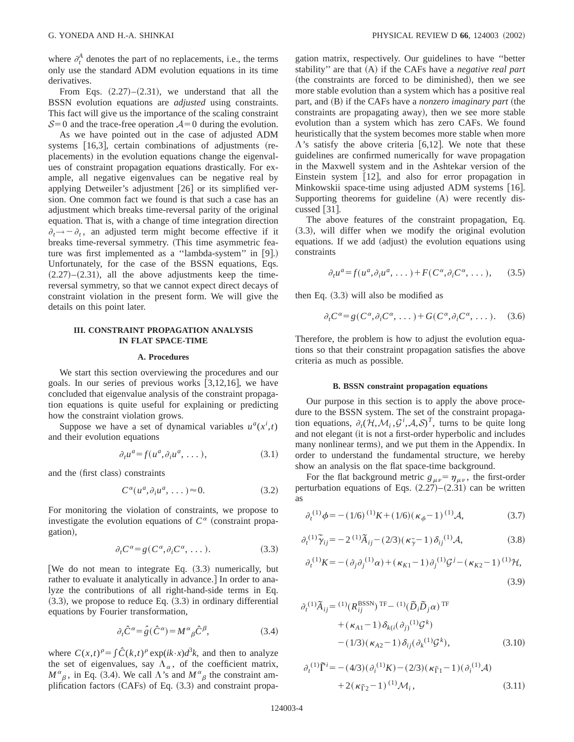where $\partial_t^A$ denotes the part of no replacements, i.e., the terms only use the standard ADM evolution equations in its time derivatives.

From Eqs. (2.27)–(2.31), we understand that all the BSSN evolution equations are *adjusted* using constraints. This fact will give us the importance of the scaling constraint $\mathcal{S}=0$ and the trace-free operation $\mathcal{A}=0$ during the evolution.

As we have pointed out in the case of adjusted ADM systems [16,3], certain combinations of adjustments (replacements) in the evolution equations change the eigenvalues of constraint propagation equations drastically. For example, all negative eigenvalues can be negative real by applying Detweiler's adjustment [26] or its simplified version. One common fact we found is that such a case has an adjustment which breaks time-reversal parity of the original equation. That is, with a change of time integration direction $\partial_t \to -\partial_t$, an adjusted term might become effective if it breaks time-reversal symmetry. (This time asymmetric feature was first implemented as a "lambda-system" in [9].) Unfortunately, for the case of the BSSN equations, Eqs. (2.27)–(2.31), all the above adjustments keep the time-reversal symmetry, so that we cannot expect direct decays of constraint violation in the present form. We will give the details on this point later.

## III. CONSTRAINT PROPAGATION ANALYSIS IN FLAT SPACE-TIME

### A. Procedures

We start this section overviewing the procedures and our goals. In our series of previous works [3,12,16], we have concluded that eigenvalue analysis of the constraint propagation equations is quite useful for explaining or predicting how the constraint violation grows.

Suppose we have a set of dynamical variables $u^a(x^i,t)$ and their evolution equations

$$\partial_t u^a = f(u^a, \partial_i u^a, \dots), \tag{3.1}$$

and the (first class) constraints

$$C^\alpha(u^a, \partial_i u^a, \dots) \approx 0. \tag{3.2}$$

For monitoring the violation of constraints, we propose to investigate the evolution equations of $C^\alpha$ (constraint propagation),

$$\partial_t C^\alpha = g(C^\alpha, \partial_i C^\alpha, \dots). \tag{3.3}$$

[We do not mean to integrate Eq. (3.3) numerically, but rather to evaluate it analytically in advance.] In order to analyze the contributions of all right-hand-side terms in Eq. (3.3), we propose to reduce Eq. (3.3) in ordinary differential equations by Fourier transformation,

$$\partial_t \hat{C}^\alpha = \hat{g}(\hat{C}^\alpha) = M^\alpha{}_\beta \hat{C}^\beta, \tag{3.4}$$

where $C(x,t)^\rho = \int \hat{C}(k,t)^\rho \exp(ik\cdot x) d^3k$, and then to analyze the set of eigenvalues, say $\Lambda_\alpha$, of the coefficient matrix, $M^\alpha{}_\beta$, in Eq. (3.4). We call $\Lambda$'s and $M^\alpha{}_\beta$ the constraint amplification factors (CAFs) of Eq. (3.3) and constraint propagation matrix, respectively. Our guidelines to have "better stability" are that (A) if the CAFs have a *negative real part* (the constraints are forced to be diminished), then we see more stable evolution than a system which has a positive real part, and (B) if the CAFs have a *nonzero imaginary part* (the constraints are propagating away), then we see more stable evolution than a system which has zero CAFs. We found heuristically that the system becomes more stable when more $\Lambda$'s satisfy the above criteria [6,12]. We note that these guidelines are confirmed numerically for wave propagation in the Maxwell system and in the Ashtekar version of the Einstein system [12], and also for error propagation in Minkowskii space-time using adjusted ADM systems [16]. Supporting theorems for guideline (A) were recently discussed [31].

The above features of the constraint propagation, Eq. (3.3), will differ when we modify the original evolution equations. If we add (adjust) the evolution equations using constraints

$$\partial_t u^a = f(u^a, \partial_i u^a, \dots) + F(C^\alpha, \partial_i C^\alpha, \dots), \tag{3.5}$$

then Eq. (3.3) will also be modified as

$$\partial_t C^\alpha = g(C^\alpha, \partial_i C^\alpha, \dots) + G(C^\alpha, \partial_i C^\alpha, \dots). \tag{3.6}$$

Therefore, the problem is how to adjust the evolution equations so that their constraint propagation satisfies the above criteria as much as possible.

### B. BSSN constraint propagation equations

Our purpose in this section is to apply the above procedure to the BSSN system. The set of the constraint propagation equations, $\partial_t(\mathcal{H}, \mathcal{M}_i, \mathcal{G}^i, \mathcal{A}, \mathcal{S})^T$, turns to be quite long and not elegant (it is not a first-order hyperbolic and includes many nonlinear terms), and we put them in the Appendix. In order to understand the fundamental structure, we hereby show an analysis on the flat space-time background.

For the flat background metric $g_{\mu\nu} = \eta_{\mu\nu}$, the first-order perturbation equations of Eqs. (2.27)–(2.31) can be written as

$$\partial_t {}^{(1)}\phi = -(1/6)\, {}^{(1)}K + (1/6)(\kappa_\phi - 1)\, {}^{(1)}\mathcal{A}, \tag{3.7}$$

$$\partial_t {}^{(1)}\tilde{\gamma}_{ij} = -2\, {}^{(1)}\tilde{A}_{ij} - (2/3)(\kappa_{\tilde{\gamma}} - 1)\, \delta_{ij}\, {}^{(1)}\mathcal{A}, \tag{3.8}$$

$$\partial_t {}^{(1)}K = -(\partial_j \partial_j {}^{(1)}\alpha) + (\kappa_{K1} - 1)\, \partial_j {}^{(1)}\mathcal{G}^j - (\kappa_{K2} - 1)\, {}^{(1)}\mathcal{H}, \tag{3.9}$$

$$\begin{aligned}\partial_t {}^{(1)}\tilde{A}_{ij} =& \, {}^{(1)}(R_{ij}^{\rm BSSN})^{\rm TF} - {}^{(1)}(\tilde{D}_i \tilde{D}_j \alpha)^{\rm TF} \\ &+ (\kappa_{A1} - 1)\, \delta_{k(i}(\partial_{j)} {}^{(1)}\mathcal{G}^k) \\ &- (1/3)(\kappa_{A2} - 1)\, \delta_{ij}(\partial_k {}^{(1)}\mathcal{G}^k),\end{aligned} \tag{3.10}$$

$$\begin{aligned}\partial_t {}^{(1)}\tilde{\Gamma}^i =& -(4/3)(\partial_i {}^{(1)}K) - (2/3)(\kappa_{\tilde{\Gamma}1} - 1)(\partial_i {}^{(1)}\mathcal{A}) \\ &+ 2(\kappa_{\tilde{\Gamma}2} - 1)\, {}^{(1)}\mathcal{M}_i,\end{aligned} \tag{3.11}$$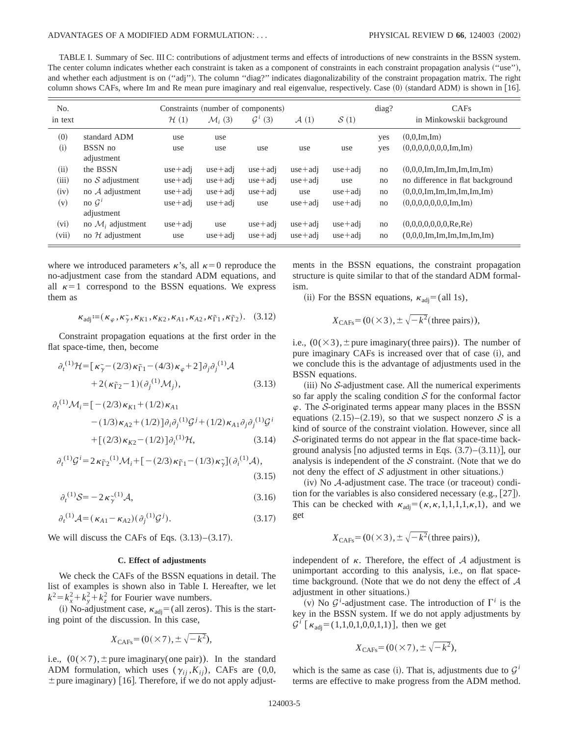TABLE I. Summary of Sec. III C: contributions of adjustment terms and effects of introductions of new constraints in the BSSN system. The center column indicates whether each constraint is taken as a component of constraints in each constraint propagation analysis ("use"), and whether each adjustment is on ("adj"). The column "diag?" indicates diagonalizability of the constraint propagation matrix. The right column shows CAFs, where Im and Re mean pure imaginary and real eigenvalue, respectively. Case (0) (standard ADM) is shown in [16].

| No. in text | | Constraints (number of components) $\mathcal{H}$ (1) | $\mathcal{M}_i$ (3) | $\mathcal{G}^i$ (3) | $\mathcal{A}$ (1) | $\mathcal{S}$ (1) | diag? | CAFs in Minkowskii background |
|---|---|---|---|---|---|---|---|---|
| (0) | standard ADM | use | use | | | | yes | (0,0,Im,Im) |
| (i) | BSSN no adjustment | use | use | use | use | use | yes | (0,0,0,0,0,0,0,Im,Im) |
| (ii) | the BSSN | use+adj | use+adj | use+adj | use+adj | use+adj | no | (0,0,0,Im,Im,Im,Im,Im,Im) |
| (iii) | no $\mathcal{S}$ adjustment | use+adj | use+adj | use+adj | use+adj | use | no | no difference in flat background |
| (iv) | no $\mathcal{A}$ adjustment | use+adj | use+adj | use+adj | use | use+adj | no | (0,0,0,Im,Im,Im,Im,Im,Im) |
| (v) | no $\mathcal{G}^i$ adjustment | use+adj | use+adj | use | use+adj | use+adj | no | (0,0,0,0,0,0,0,Im,Im) |
| (vi) | no $\mathcal{M}_i$ adjustment | use+adj | use | use+adj | use+adj | use+adj | no | (0,0,0,0,0,0,0,Re,Re) |
| (vii) | no $\mathcal{H}$ adjustment | use | use+adj | use+adj | use+adj | use+adj | no | (0,0,0,Im,Im,Im,Im,Im,Im) |

where we introduced parameters $\kappa$'s, all $\kappa=0$ reproduce the no-adjustment case from the standard ADM equations, and all $\kappa=1$ correspond to the BSSN equations. We express them as

$$\kappa_{\rm adj}:=(\kappa_\varphi,\kappa_{\tilde\gamma},\kappa_{K1},\kappa_{K2},\kappa_{A1},\kappa_{A2},\kappa_{\tilde\Gamma 1},\kappa_{\tilde\Gamma 2}). \quad (3.12)$$

Constraint propagation equations at the first order in the flat space-time, then, become

$$\partial_t{}^{(1)}\mathcal{H}=[\kappa_{\tilde\gamma}-(2/3)\kappa_{\tilde\Gamma 1}-(4/3)\kappa_\varphi+2]\partial_j\partial_j{}^{(1)}\mathcal{A}+2(\kappa_{\tilde\Gamma 2}-1)(\partial_j{}^{(1)}\mathcal{M}_j), \quad (3.13)$$

$$\partial_t{}^{(1)}\mathcal{M}_i=[-(2/3)\kappa_{K1}+(1/2)\kappa_{A1}-(1/3)\kappa_{A2}+(1/2)]\partial_i\partial_j{}^{(1)}\mathcal{G}^j+(1/2)\kappa_{A1}\partial_j\partial_j{}^{(1)}\mathcal{G}^i+[(2/3)\kappa_{K2}-(1/2)]\partial_i{}^{(1)}\mathcal{H}, \quad (3.14)$$

$$\partial_t{}^{(1)}\mathcal{G}^i=2\kappa_{\tilde\Gamma 2}{}^{(1)}\mathcal{M}_i+[-(2/3)\kappa_{\tilde\Gamma 1}-(1/3)\kappa_{\tilde\gamma}](\partial_i{}^{(1)}\mathcal{A}), \quad (3.15)$$

$$\partial_t{}^{(1)}\mathcal{S}=-2\kappa_{\tilde\gamma}{}^{(1)}\mathcal{A}, \quad (3.16)$$

$$\partial_t{}^{(1)}\mathcal{A}=(\kappa_{A1}-\kappa_{A2})(\partial_j{}^{(1)}\mathcal{G}^j). \quad (3.17)$$

We will discuss the CAFs of Eqs. (3.13)–(3.17).

### C. Effect of adjustments

We check the CAFs of the BSSN equations in detail. The list of examples is shown also in Table I. Hereafter, we let $k^2=k_x^2+k_y^2+k_z^2$ for Fourier wave numbers.

(i) No-adjustment case, $\kappa_{\rm adj}=$(all zeros). This is the starting point of the discussion. In this case,

$$X_{\rm CAFs}=(0(\times 7),\pm\sqrt{-k^2}),$$

i.e., $(0(\times 7),\pm$pure imaginary(one pair)). In the standard ADM formulation, which uses $(\gamma_{ij},K_{ij})$, CAFs are (0,0, $\pm$pure imaginary) [16]. Therefore, if we do not apply adjustments in the BSSN equations, the constraint propagation structure is quite similar to that of the standard ADM formalism.

(ii) For the BSSN equations, $\kappa_{\rm adj}=$(all 1s),

$$X_{\rm CAFs}=(0(\times 3),\pm\sqrt{-k^2}(\text{three pairs})),$$

i.e., $(0(\times 3),\pm$pure imaginary(three pairs)). The number of pure imaginary CAFs is increased over that of case (i), and we conclude this is the advantage of adjustments used in the BSSN equations.

(iii) No $\mathcal{S}$-adjustment case. All the numerical experiments so far apply the scaling condition $\mathcal{S}$ for the conformal factor $\varphi$. The $\mathcal{S}$-originated terms appear many places in the BSSN equations (2.15)–(2.19), so that we suspect nonzero $\mathcal{S}$ is a kind of source of the constraint violation. However, since all $\mathcal{S}$-originated terms do not appear in the flat space-time background analysis [no adjusted terms in Eqs. (3.7)–(3.11)], our analysis is independent of the $\mathcal{S}$ constraint. (Note that we do not deny the effect of $\mathcal{S}$ adjustment in other situations.)

(iv) No $\mathcal{A}$-adjustment case. The trace (or traceout) condition for the variables is also considered necessary (e.g., [27]). This can be checked with $\kappa_{\rm adj}=(\kappa,\kappa,1,1,1,1,\kappa,1)$, and we get

$$X_{\rm CAFs}=(0(\times 3),\pm\sqrt{-k^2}(\text{three pairs})),$$

independent of $\kappa$. Therefore, the effect of $\mathcal{A}$ adjustment is unimportant according to this analysis, i.e., on flat space-time background. (Note that we do not deny the effect of $\mathcal{A}$ adjustment in other situations.)

(v) No $\mathcal{G}^i$-adjustment case. The introduction of $\Gamma^i$ is the key in the BSSN system. If we do not apply adjustments by $\mathcal{G}^i$ [$\kappa_{\rm adj}=(1,1,0,1,0,0,1,1)$], then we get

$$X_{\rm CAFs}=(0(\times 7),\pm\sqrt{-k^2}),$$

which is the same as case (i). That is, adjustments due to $\mathcal{G}^i$ terms are effective to make progress from the ADM method.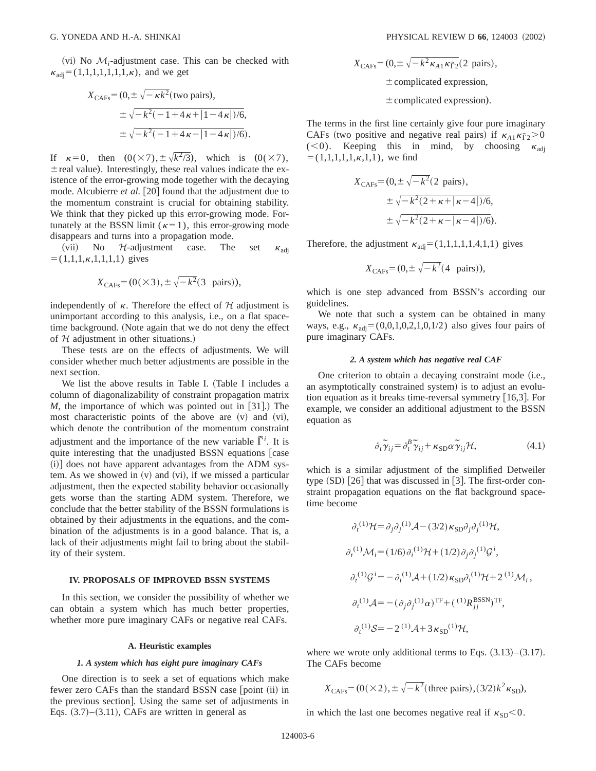(vi) No $\mathcal{M}_i$-adjustment case. This can be checked with $\kappa_{\rm adj}=(1,1,1,1,1,1,1,\kappa)$, and we get

$$X_{\rm CAFs}=(0,\pm\sqrt{-\kappa k^2}(\text{two pairs}),\\ \pm\sqrt{-k^2(-1+4\kappa+|1-4\kappa|)/6},\\ \pm\sqrt{-k^2(-1+4\kappa-|1-4\kappa|)/6}).$$

If $\kappa=0$, then $(0(\times 7),\pm\sqrt{k^2/3})$, which is $(0(\times 7),\pm\text{real value})$. Interestingly, these real values indicate the existence of the error-growing mode together with the decaying mode. Alcubierre *et al.* [20] found that the adjustment due to the momentum constraint is crucial for obtaining stability. We think that they picked up this error-growing mode. Fortunately at the BSSN limit ($\kappa=1$), this error-growing mode disappears and turns into a propagation mode.

(vii) No $\mathcal{H}$-adjustment case. The set $\kappa_{\rm adj}=(1,1,1,\kappa,1,1,1,1)$ gives

$$X_{\rm CAFs}=(0(\times 3),\pm\sqrt{-k^2}(3\ \text{pairs})),$$

independently of $\kappa$. Therefore the effect of $\mathcal{H}$ adjustment is unimportant according to this analysis, i.e., on a flat spacetime background. (Note again that we do not deny the effect of $\mathcal{H}$ adjustment in other situations.)

These tests are on the effects of adjustments. We will consider whether much better adjustments are possible in the next section.

We list the above results in Table I. (Table I includes a column of diagonalizability of constraint propagation matrix $M$, the importance of which was pointed out in [31].) The most characteristic points of the above are (v) and (vi), which denote the contribution of the momentum constraint adjustment and the importance of the new variable $\tilde{\Gamma}^i$. It is quite interesting that the unadjusted BSSN equations [case (i)] does not have apparent advantages from the ADM system. As we showed in (v) and (vi), if we missed a particular adjustment, then the expected stability behavior occasionally gets worse than the starting ADM system. Therefore, we conclude that the better stability of the BSSN formulations is obtained by their adjustments in the equations, and the combination of the adjustments is in a good balance. That is, a lack of their adjustments might fail to bring about the stability of their system.

## IV. PROPOSALS OF IMPROVED BSSN SYSTEMS

In this section, we consider the possibility of whether we can obtain a system which has much better properties, whether more pure imaginary CAFs or negative real CAFs.

### A. Heuristic examples

#### *1. A system which has eight pure imaginary CAFs*

One direction is to seek a set of equations which make fewer zero CAFs than the standard BSSN case [point (ii) in the previous section]. Using the same set of adjustments in Eqs. (3.7)–(3.11), CAFs are written in general as

$$X_{\rm CAFs}=(0,\pm\sqrt{-k^2\kappa_{A1}\kappa_{\tilde{\Gamma}2}}(2\ \text{pairs}),\\ \pm\text{complicated expression},\\ \pm\text{complicated expression}).$$

The terms in the first line certainly give four pure imaginary CAFs (two positive and negative real pairs) if $\kappa_{A1}\kappa_{\tilde{\Gamma}2}>0$ ($<0$). Keeping this in mind, by choosing $\kappa_{\rm adj}=(1,1,1,1,1,\kappa,1,1)$, we find

$$X_{\rm CAFs}=(0,\pm\sqrt{-k^2}(2\ \text{pairs}),\\ \pm\sqrt{-k^2(2+\kappa+|\kappa-4|)/6},\\ \pm\sqrt{-k^2(2+\kappa-|\kappa-4|)/6}).$$

Therefore, the adjustment $\kappa_{\rm adj}=(1,1,1,1,1,4,1,1)$ gives

$$X_{\rm CAFs}=(0,\pm\sqrt{-k^2}(4\ \text{pairs})),$$

which is one step advanced from BSSN's according our guidelines.

We note that such a system can be obtained in many ways, e.g., $\kappa_{\rm adj}=(0,0,1,0,2,1,0,1/2)$ also gives four pairs of pure imaginary CAFs.

#### *2. A system which has negative real CAF*

One criterion to obtain a decaying constraint mode (i.e., an asymptotically constrained system) is to adjust an evolution equation as it breaks time-reversal symmetry [16,3]. For example, we consider an additional adjustment to the BSSN equation as

$$\partial_t\tilde{\gamma}_{ij}=\partial_t^B\tilde{\gamma}_{ij}+\kappa_{\rm SD}\alpha\tilde{\gamma}_{ij}\mathcal{H}, \tag{4.1}$$

which is a similar adjustment of the simplified Detweiler type (SD) [26] that was discussed in [3]. The first-order constraint propagation equations on the flat background spacetime become

$$\partial_t{}^{(1)}\mathcal{H}=\partial_j\partial_j{}^{(1)}\mathcal{A}-(3/2)\kappa_{\rm SD}\partial_j\partial_j{}^{(1)}\mathcal{H},$$

$$\partial_t{}^{(1)}\mathcal{M}_i=(1/6)\partial_i{}^{(1)}\mathcal{H}+(1/2)\partial_j\partial_j{}^{(1)}\mathcal{G}^i,$$

$$\partial_t{}^{(1)}\mathcal{G}^i=-\partial_i{}^{(1)}\mathcal{A}+(1/2)\kappa_{\rm SD}\partial_i{}^{(1)}\mathcal{H}+2\,{}^{(1)}\mathcal{M}_i,$$

$$\partial_t{}^{(1)}\mathcal{A}=-(\partial_j\partial_j{}^{(1)}\alpha)^{\rm TF}+({}^{(1)}R_{jj}^{\rm BSSN})^{\rm TF},$$

$$\partial_t{}^{(1)}\mathcal{S}=-2\,{}^{(1)}\mathcal{A}+3\kappa_{\rm SD}{}^{(1)}\mathcal{H},$$

where we wrote only additional terms to Eqs. (3.13)–(3.17). The CAFs become

$$X_{\rm CAFs}=(0(\times 2),\pm\sqrt{-k^2}(\text{three pairs}),(3/2)k^2\kappa_{\rm SD}),$$

in which the last one becomes negative real if $\kappa_{\rm SD}<0$.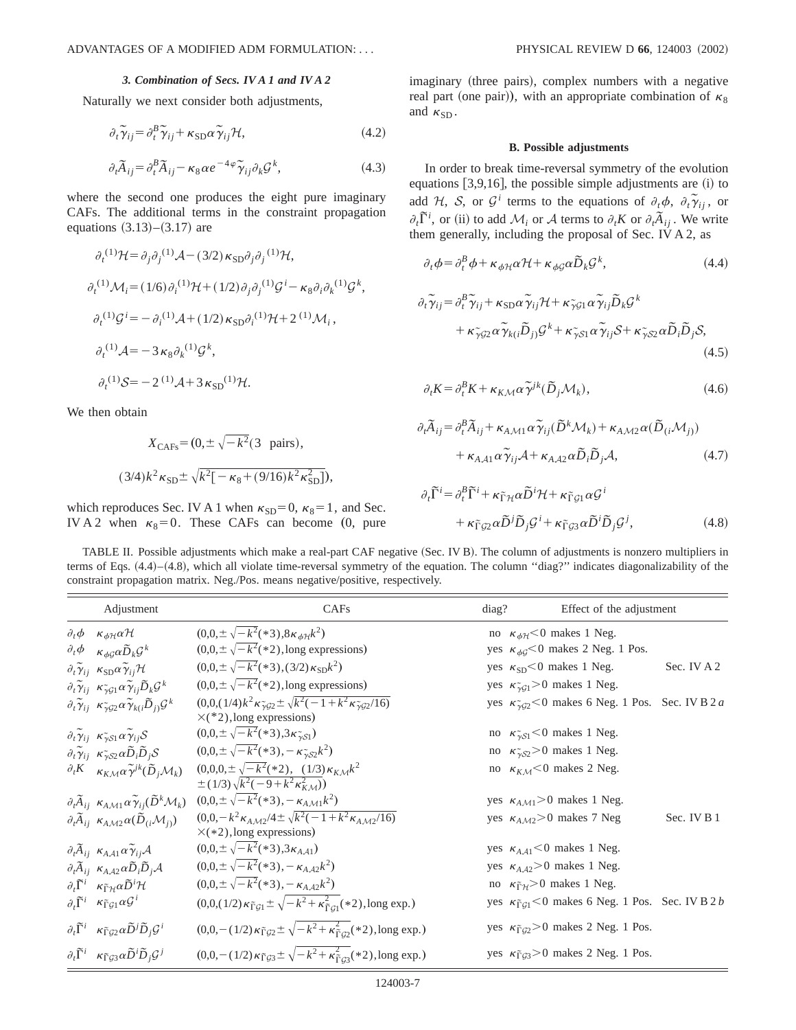### 3. Combination of Secs. IV A 1 and IV A 2

Naturally we next consider both adjustments,

$$\partial_t \tilde{\gamma}_{ij} = \partial_t^B \tilde{\gamma}_{ij} + \kappa_{\rm SD} \alpha \tilde{\gamma}_{ij} \mathcal{H}, \tag{4.2}$$

$$\partial_t \tilde{A}_{ij} = \partial_t^B \tilde{A}_{ij} - \kappa_8 \alpha e^{-4\varphi} \tilde{\gamma}_{ij} \partial_k \mathcal{G}^k, \tag{4.3}$$

where the second one produces the eight pure imaginary CAFs. The additional terms in the constraint propagation equations (3.13)–(3.17) are

$$\partial_t {}^{(1)}\mathcal{H} = \partial_j \partial_j {}^{(1)}\mathcal{A} - (3/2)\kappa_{\rm SD} \partial_j \partial_j {}^{(1)}\mathcal{H},$$

$$\partial_t {}^{(1)}\mathcal{M}_i = (1/6)\partial_i {}^{(1)}\mathcal{H} + (1/2)\partial_j \partial_j {}^{(1)}\mathcal{G}^i - \kappa_8 \partial_i \partial_k {}^{(1)}\mathcal{G}^k,$$

$$\partial_t {}^{(1)}\mathcal{G}^i = -\partial_i {}^{(1)}\mathcal{A} + (1/2)\kappa_{\rm SD} \partial_i {}^{(1)}\mathcal{H} + 2\,{}^{(1)}\mathcal{M}_i,$$

$$\partial_t {}^{(1)}\mathcal{A} = -3\kappa_8 \partial_k {}^{(1)}\mathcal{G}^k,$$

$$\partial_t {}^{(1)}\mathcal{S} = -2\,{}^{(1)}\mathcal{A} + 3\kappa_{\rm SD} {}^{(1)}\mathcal{H}.$$

We then obtain

$$X_{\rm CAFs} = (0, \pm\sqrt{-k^2}(3 \text{ pairs}),$$

$$(3/4)k^2 \kappa_{\rm SD} \pm \sqrt{k^2[-\kappa_8 + (9/16)k^2 \kappa_{\rm SD}^2]}),$$

which reproduces Sec. IV A 1 when $\kappa_{\rm SD} = 0$, $\kappa_8 = 1$, and Sec. IV A 2 when $\kappa_8 = 0$. These CAFs can become (0, pure imaginary (three pairs), complex numbers with a negative real part (one pair)), with an appropriate combination of $\kappa_8$ and $\kappa_{\rm SD}$.

## B. Possible adjustments

In order to break time-reversal symmetry of the evolution equations [3,9,16], the possible simple adjustments are (i) to add $\mathcal{H}$, $\mathcal{S}$, or $\mathcal{G}^i$ terms to the equations of $\partial_t \phi$, $\partial_t \tilde{\gamma}_{ij}$, or $\partial_t \tilde{\Gamma}^i$, or (ii) to add $\mathcal{M}_i$ or $\mathcal{A}$ terms to $\partial_t K$ or $\partial_t \tilde{A}_{ij}$. We write them generally, including the proposal of Sec. IV A 2, as

$$\partial_t \phi = \partial_t^B \phi + \kappa_{\phi\mathcal{H}} \alpha \mathcal{H} + \kappa_{\phi\mathcal{G}} \alpha \tilde{D}_k \mathcal{G}^k, \tag{4.4}$$

$$\partial_t \tilde{\gamma}_{ij} = \partial_t^B \tilde{\gamma}_{ij} + \kappa_{\rm SD} \alpha \tilde{\gamma}_{ij} \mathcal{H} + \kappa_{\tilde{\gamma}\mathcal{G}1} \alpha \tilde{\gamma}_{ij} \tilde{D}_k \mathcal{G}^k + \kappa_{\tilde{\gamma}\mathcal{G}2} \alpha \tilde{\gamma}_{k(i} \tilde{D}_{j)} \mathcal{G}^k + \kappa_{\tilde{\gamma}\mathcal{S}1} \alpha \tilde{\gamma}_{ij} \mathcal{S} + \kappa_{\tilde{\gamma}\mathcal{S}2} \alpha \tilde{D}_i \tilde{D}_j \mathcal{S}, \tag{4.5}$$

$$\partial_t K = \partial_t^B K + \kappa_{K\mathcal{M}} \alpha \tilde{\gamma}^{jk} (\tilde{D}_j \mathcal{M}_k), \tag{4.6}$$

$$\partial_t \tilde{A}_{ij} = \partial_t^B \tilde{A}_{ij} + \kappa_{A\mathcal{M}1} \alpha \tilde{\gamma}_{ij} (\tilde{D}^k \mathcal{M}_k) + \kappa_{A\mathcal{M}2} \alpha (\tilde{D}_{(i} \mathcal{M}_{j)}) + \kappa_{A\mathcal{A}1} \alpha \tilde{\gamma}_{ij} \mathcal{A} + \kappa_{A\mathcal{A}2} \alpha \tilde{D}_i \tilde{D}_j \mathcal{A}, \tag{4.7}$$

$$\partial_t \tilde{\Gamma}^i = \partial_t^B \tilde{\Gamma}^i + \kappa_{\tilde{\Gamma}\mathcal{H}} \alpha \tilde{D}^i \mathcal{H} + \kappa_{\tilde{\Gamma}\mathcal{G}1} \alpha \mathcal{G}^i + \kappa_{\tilde{\Gamma}\mathcal{G}2} \alpha \tilde{D}^j \tilde{D}_j \mathcal{G}^i + \kappa_{\tilde{\Gamma}\mathcal{G}3} \alpha \tilde{D}^i \tilde{D}_j \mathcal{G}^j, \tag{4.8}$$

TABLE II. Possible adjustments which make a real-part CAF negative (Sec. IV B). The column of adjustments is nonzero multipliers in terms of Eqs. (4.4)–(4.8), which all violate time-reversal symmetry of the equation. The column "diag?" indicates diagonalizability of the constraint propagation matrix. Neg./Pos. means negative/positive, respectively.

| Adjustment | | CAFs | diag? | Effect of the adjustment | |
|---|---|---|---|---|---|
| $\partial_t \phi$ | $\kappa_{\phi\mathcal{H}} \alpha \mathcal{H}$ | $(0,0,\pm\sqrt{-k^2}(*3), 8\kappa_{\phi\mathcal{H}} k^2)$ | no | $\kappa_{\phi\mathcal{H}} < 0$ makes 1 Neg. | |
| $\partial_t \phi$ | $\kappa_{\phi\mathcal{G}} \alpha \tilde{D}_k \mathcal{G}^k$ | $(0,0,\pm\sqrt{-k^2}(*2)$, long expressions) | yes | $\kappa_{\phi\mathcal{G}} < 0$ makes 2 Neg. 1 Pos. | |
| $\partial_t \tilde{\gamma}_{ij}$ | $\kappa_{\rm SD} \alpha \tilde{\gamma}_{ij} \mathcal{H}$ | $(0,0,\pm\sqrt{-k^2}(*3), (3/2)\kappa_{\rm SD} k^2)$ | yes | $\kappa_{\rm SD} < 0$ makes 1 Neg. | Sec. IV A 2 |
| $\partial_t \tilde{\gamma}_{ij}$ | $\kappa_{\tilde{\gamma}\mathcal{G}1} \alpha \tilde{\gamma}_{ij} \tilde{D}_k \mathcal{G}^k$ | $(0,0,\pm\sqrt{-k^2}(*2)$, long expressions) | yes | $\kappa_{\tilde{\gamma}\mathcal{G}1} > 0$ makes 1 Neg. | |
| $\partial_t \tilde{\gamma}_{ij}$ | $\kappa_{\tilde{\gamma}\mathcal{G}2} \alpha \tilde{\gamma}_{k(i} \tilde{D}_{j)} \mathcal{G}^k$ | $(0,0,(1/4)k^2 \kappa_{\tilde{\gamma}\mathcal{G}2} \pm \sqrt{k^2(-1 + k^2 \kappa_{\tilde{\gamma}\mathcal{G}2}/16)}$ $\times(*2)$, long expressions) | yes | $\kappa_{\tilde{\gamma}\mathcal{G}2} < 0$ makes 6 Neg. 1 Pos. | Sec. IV B 2 *a* |
| $\partial_t \tilde{\gamma}_{ij}$ | $\kappa_{\tilde{\gamma}\mathcal{S}1} \alpha \tilde{\gamma}_{ij} \mathcal{S}$ | $(0,0,\pm\sqrt{-k^2}(*3), 3\kappa_{\tilde{\gamma}\mathcal{S}1})$ | no | $\kappa_{\tilde{\gamma}\mathcal{S}1} < 0$ makes 1 Neg. | |
| $\partial_t \tilde{\gamma}_{ij}$ | $\kappa_{\tilde{\gamma}\mathcal{S}2} \alpha \tilde{D}_i \tilde{D}_j \mathcal{S}$ | $(0,0,\pm\sqrt{-k^2}(*3), -\kappa_{\tilde{\gamma}\mathcal{S}2} k^2)$ | no | $\kappa_{\tilde{\gamma}\mathcal{S}2} > 0$ makes 1 Neg. | |
| $\partial_t K$ | $\kappa_{K\mathcal{M}} \alpha \tilde{\gamma}^{jk} (\tilde{D}_j \mathcal{M}_k)$ | $(0,0,0,\pm\sqrt{-k^2}(*2),\ (1/3)\kappa_{K\mathcal{M}} k^2$ $\pm(1/3)\sqrt{k^2(-9 + k^2 \kappa_{K\mathcal{M}}^2)})$ | no | $\kappa_{K\mathcal{M}} < 0$ makes 2 Neg. | |
| $\partial_t \tilde{A}_{ij}$ | $\kappa_{A\mathcal{M}1} \alpha \tilde{\gamma}_{ij} (\tilde{D}^k \mathcal{M}_k)$ | $(0,0,\pm\sqrt{-k^2}(*3), -\kappa_{A\mathcal{M}1} k^2)$ | yes | $\kappa_{A\mathcal{M}1} > 0$ makes 1 Neg. | |
| $\partial_t \tilde{A}_{ij}$ | $\kappa_{A\mathcal{M}2} \alpha (\tilde{D}_{(i} \mathcal{M}_{j)})$ | $(0,0,-k^2 \kappa_{A\mathcal{M}2}/4 \pm \sqrt{k^2(-1 + k^2 \kappa_{A\mathcal{M}2}/16)}$ $\times(*2)$, long expressions) | yes | $\kappa_{A\mathcal{M}2} > 0$ makes 7 Neg | Sec. IV B 1 |
| $\partial_t \tilde{A}_{ij}$ | $\kappa_{A\mathcal{A}1} \alpha \tilde{\gamma}_{ij} \mathcal{A}$ | $(0,0,\pm\sqrt{-k^2}(*3), 3\kappa_{A\mathcal{A}1})$ | yes | $\kappa_{A\mathcal{A}1} < 0$ makes 1 Neg. | |
| $\partial_t \tilde{A}_{ij}$ | $\kappa_{A\mathcal{A}2} \alpha \tilde{D}_i \tilde{D}_j \mathcal{A}$ | $(0,0,\pm\sqrt{-k^2}(*3), -\kappa_{A\mathcal{A}2} k^2)$ | yes | $\kappa_{A\mathcal{A}2} > 0$ makes 1 Neg. | |
| $\partial_t \tilde{\Gamma}^i$ | $\kappa_{\tilde{\Gamma}\mathcal{H}} \alpha \tilde{D}^i \mathcal{H}$ | $(0,0,\pm\sqrt{-k^2}(*3), -\kappa_{A\mathcal{A}2} k^2)$ | no | $\kappa_{\tilde{\Gamma}\mathcal{H}} > 0$ makes 1 Neg. | |
| $\partial_t \tilde{\Gamma}^i$ | $\kappa_{\tilde{\Gamma}\mathcal{G}1} \alpha \mathcal{G}^i$ | $(0,0,(1/2)\kappa_{\tilde{\Gamma}\mathcal{G}1} \pm \sqrt{-k^2 + \kappa_{\tilde{\Gamma}\mathcal{G}1}^2}(*2)$, long exp.) | yes | $\kappa_{\tilde{\Gamma}\mathcal{G}1} < 0$ makes 6 Neg. 1 Pos. | Sec. IV B 2 *b* |
| $\partial_t \tilde{\Gamma}^i$ | $\kappa_{\tilde{\Gamma}\mathcal{G}2} \alpha \tilde{D}^j \tilde{D}_j \mathcal{G}^i$ | $(0,0,-(1/2)\kappa_{\tilde{\Gamma}\mathcal{G}2} \pm \sqrt{-k^2 + \kappa_{\tilde{\Gamma}\mathcal{G}2}^2}(*2)$, long exp.) | yes | $\kappa_{\tilde{\Gamma}\mathcal{G}2} > 0$ makes 2 Neg. 1 Pos. | |
| $\partial_t \tilde{\Gamma}^i$ | $\kappa_{\tilde{\Gamma}\mathcal{G}3} \alpha \tilde{D}^i \tilde{D}_j \mathcal{G}^j$ | $(0,0,-(1/2)\kappa_{\tilde{\Gamma}\mathcal{G}3} \pm \sqrt{-k^2 + \kappa_{\tilde{\Gamma}\mathcal{G}3}^2}(*2)$, long exp.) | yes | $\kappa_{\tilde{\Gamma}\mathcal{G}3} > 0$ makes 2 Neg. 1 Pos. | |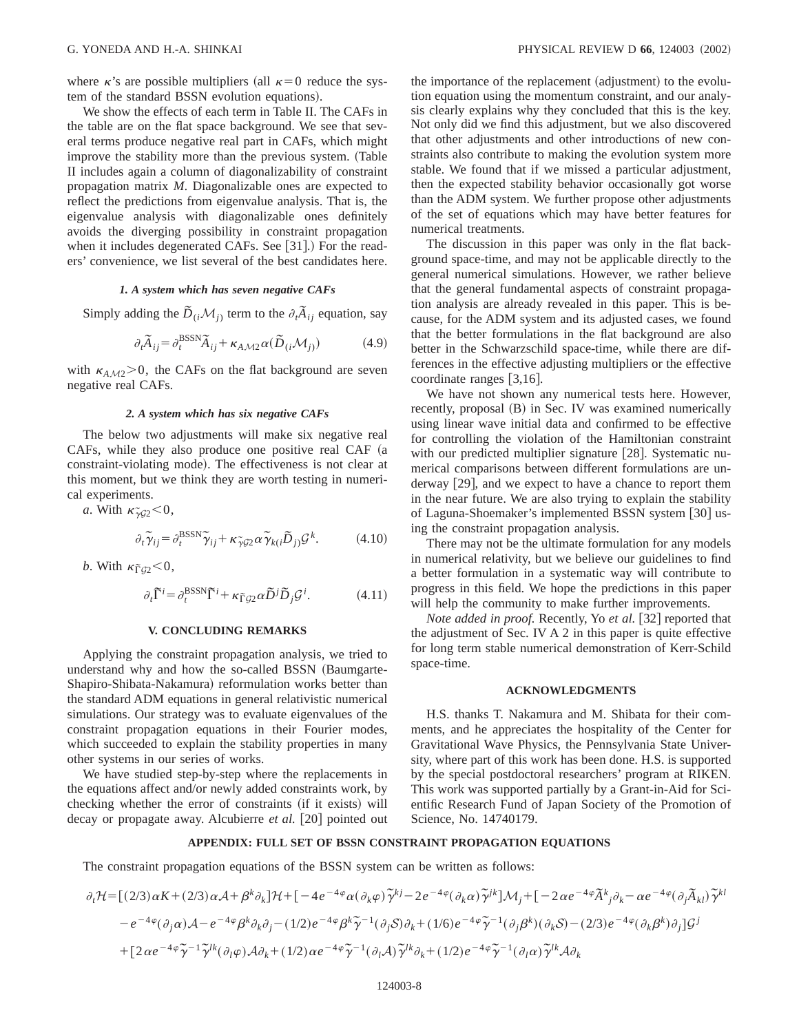where $\kappa$'s are possible multipliers (all $\kappa=0$ reduce the system of the standard BSSN evolution equations).

We show the effects of each term in Table II. The CAFs in the table are on the flat space background. We see that several terms produce negative real part in CAFs, which might improve the stability more than the previous system. (Table II includes again a column of diagonalizability of constraint propagation matrix $M$. Diagonalizable ones are expected to reflect the predictions from eigenvalue analysis. That is, the eigenvalue analysis with diagonalizable ones definitely avoids the diverging possibility in constraint propagation when it includes degenerated CAFs. See [31].) For the readers' convenience, we list several of the best candidates here.

#### *1. A system which has seven negative CAFs*

Simply adding the $\tilde{D}_{(i}\mathcal{M}_{j)}$ term to the $\partial_t \tilde{A}_{ij}$ equation, say

$$\partial_t \tilde{A}_{ij} = \partial_t^{\mathrm{BSSN}} \tilde{A}_{ij} + \kappa_{A\mathcal{M}2}\alpha(\tilde{D}_{(i}\mathcal{M}_{j)}) \tag{4.9}$$

with $\kappa_{A\mathcal{M}2}>0$, the CAFs on the flat background are seven negative real CAFs.

#### *2. A system which has six negative CAFs*

The below two adjustments will make six negative real CAFs, while they also produce one positive real CAF (a constraint-violating mode). The effectiveness is not clear at this moment, but we think they are worth testing in numerical experiments.

*a*. With $\kappa_{\tilde{\gamma}\mathcal{G}2}<0$,

$$\partial_t \tilde{\gamma}_{ij} = \partial_t^{\mathrm{BSSN}} \tilde{\gamma}_{ij} + \kappa_{\tilde{\gamma}\mathcal{G}2}\alpha \tilde{\gamma}_{k(i}\tilde{D}_{j)}\mathcal{G}^k. \tag{4.10}$$

*b*. With $\kappa_{\tilde{\Gamma}\mathcal{G}2}<0$,

$$\partial_t \tilde{\Gamma}^i = \partial_t^{\mathrm{BSSN}} \tilde{\Gamma}^i + \kappa_{\tilde{\Gamma}\mathcal{G}2}\alpha \tilde{D}^j \tilde{D}_j \mathcal{G}^i. \tag{4.11}$$

## V. CONCLUDING REMARKS

Applying the constraint propagation analysis, we tried to understand why and how the so-called BSSN (Baumgarte-Shapiro-Shibata-Nakamura) reformulation works better than the standard ADM equations in general relativistic numerical simulations. Our strategy was to evaluate eigenvalues of the constraint propagation equations in their Fourier modes, which succeeded to explain the stability properties in many other systems in our series of works.

We have studied step-by-step where the replacements in the equations affect and/or newly added constraints work, by checking whether the error of constraints (if it exists) will decay or propagate away. Alcubierre *et al.* [20] pointed out the importance of the replacement (adjustment) to the evolution equation using the momentum constraint, and our analysis clearly explains why they concluded that this is the key. Not only did we find this adjustment, but we also discovered that other adjustments and other introductions of new constraints also contribute to making the evolution system more stable. We found that if we missed a particular adjustment, then the expected stability behavior occasionally got worse than the ADM system. We further propose other adjustments of the set of equations which may have better features for numerical treatments.

The discussion in this paper was only in the flat background space-time, and may not be applicable directly to the general numerical simulations. However, we rather believe that the general fundamental aspects of constraint propagation analysis are already revealed in this paper. This is because, for the ADM system and its adjusted cases, we found that the better formulations in the flat background are also better in the Schwarzschild space-time, while there are differences in the effective adjusting multipliers or the effective coordinate ranges [3,16].

We have not shown any numerical tests here. However, recently, proposal (B) in Sec. IV was examined numerically using linear wave initial data and confirmed to be effective for controlling the violation of the Hamiltonian constraint with our predicted multiplier signature [28]. Systematic numerical comparisons between different formulations are underway [29], and we expect to have a chance to report them in the near future. We are also trying to explain the stability of Laguna-Shoemaker's implemented BSSN system [30] using the constraint propagation analysis.

There may not be the ultimate formulation for any models in numerical relativity, but we believe our guidelines to find a better formulation in a systematic way will contribute to progress in this field. We hope the predictions in this paper will help the community to make further improvements.

*Note added in proof.* Recently, Yo *et al.* [32] reported that the adjustment of Sec. IV A 2 in this paper is quite effective for long term stable numerical demonstration of Kerr-Schild space-time.

## ACKNOWLEDGMENTS

H.S. thanks T. Nakamura and M. Shibata for their comments, and he appreciates the hospitality of the Center for Gravitational Wave Physics, the Pennsylvania State University, where part of this work has been done. H.S. is supported by the special postdoctoral researchers' program at RIKEN. This work was supported partially by a Grant-in-Aid for Scientific Research Fund of Japan Society of the Promotion of Science, No. 14740179.

## APPENDIX: FULL SET OF BSSN CONSTRAINT PROPAGATION EQUATIONS

The constraint propagation equations of the BSSN system can be written as follows:

$$\begin{aligned}
\partial_t \mathcal{H} = {} & [(2/3)\alpha K + (2/3)\alpha\mathcal{A} + \beta^k\partial_k]\mathcal{H} + [-4e^{-4\varphi}\alpha(\partial_k\varphi)\tilde{\gamma}^{kj} - 2e^{-4\varphi}(\partial_k\alpha)\tilde{\gamma}^{jk}]\mathcal{M}_j + [-2\alpha e^{-4\varphi}\tilde{A}^k{}_j\partial_k - \alpha e^{-4\varphi}(\partial_j\tilde{A}_{kl})\tilde{\gamma}^{kl} \\
& - e^{-4\varphi}(\partial_j\alpha)\mathcal{A} - e^{-4\varphi}\beta^k\partial_k\partial_j - (1/2)e^{-4\varphi}\beta^k\tilde{\gamma}^{-1}(\partial_j\mathcal{S})\partial_k + (1/6)e^{-4\varphi}\tilde{\gamma}^{-1}(\partial_j\beta^k)(\partial_k\mathcal{S}) - (2/3)e^{-4\varphi}(\partial_k\beta^k)\partial_j]\mathcal{G}^j \\
& + [2\alpha e^{-4\varphi}\tilde{\gamma}^{-1}\tilde{\gamma}^{lk}(\partial_l\varphi)\mathcal{A}\partial_k + (1/2)\alpha e^{-4\varphi}\tilde{\gamma}^{-1}(\partial_l\mathcal{A})\tilde{\gamma}^{lk}\partial_k + (1/2)e^{-4\varphi}\tilde{\gamma}^{-1}(\partial_l\alpha)\tilde{\gamma}^{lk}\mathcal{A}\partial_k
\end{aligned}$$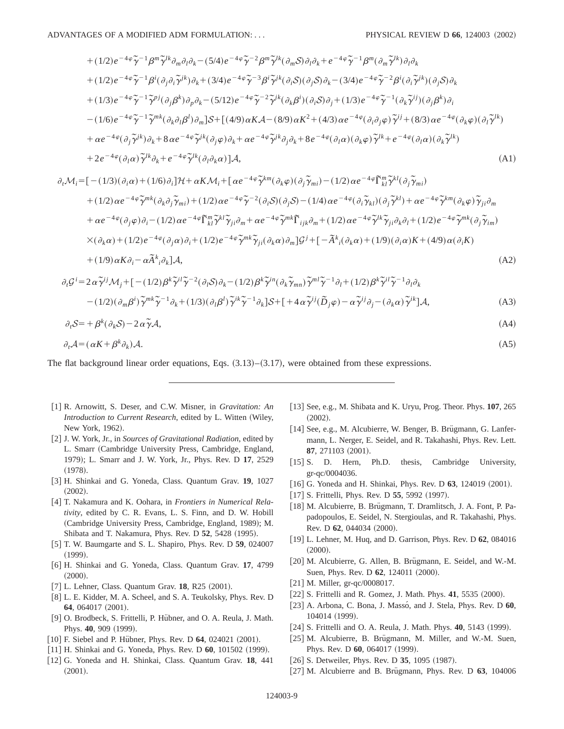$$
\begin{aligned}
&+(1/2)e^{-4\varphi}\tilde{\gamma}^{-1}\beta^m\tilde{\gamma}^{lk}\partial_m\partial_l\partial_k-(5/4)e^{-4\varphi}\tilde{\gamma}^{-2}\beta^m\tilde{\gamma}^{lk}(\partial_m\mathcal{S})\partial_l\partial_k+e^{-4\varphi}\tilde{\gamma}^{-1}\beta^m(\partial_m\tilde{\gamma}^{lk})\partial_l\partial_k\\
&+(1/2)e^{-4\varphi}\tilde{\gamma}^{-1}\beta^i(\partial_j\partial_i\tilde{\gamma}^{jk})\partial_k+(3/4)e^{-4\varphi}\tilde{\gamma}^{-3}\beta^i\tilde{\gamma}^{jk}(\partial_i\mathcal{S})(\partial_j\mathcal{S})\partial_k-(3/4)e^{-4\varphi}\tilde{\gamma}^{-2}\beta^i(\partial_i\tilde{\gamma}^{jk})(\partial_j\mathcal{S})\partial_k\\
&+(1/3)e^{-4\varphi}\tilde{\gamma}^{-1}\tilde{\gamma}^{pj}(\partial_j\beta^k)\partial_p\partial_k-(5/12)e^{-4\varphi}\tilde{\gamma}^{-2}\tilde{\gamma}^{jk}(\partial_k\beta^i)(\partial_i\mathcal{S})\partial_j+(1/3)e^{-4\varphi}\tilde{\gamma}^{-1}(\partial_k\tilde{\gamma}^{ij})(\partial_j\beta^k)\partial_i\\
&-(1/6)e^{-4\varphi}\tilde{\gamma}^{-1}\tilde{\gamma}^{mk}(\partial_k\partial_l\beta^l)\partial_m]\mathcal{S}+[(4/9)\alpha K\mathcal{A}-(8/9)\alpha K^2+(4/3)\alpha e^{-4\varphi}(\partial_i\partial_j\varphi)\tilde{\gamma}^{ij}+(8/3)\alpha e^{-4\varphi}(\partial_k\varphi)(\partial_l\tilde{\gamma}^{lk})\\
&+\alpha e^{-4\varphi}(\partial_j\tilde{\gamma}^{jk})\partial_k+8\alpha e^{-4\varphi}\tilde{\gamma}^{jk}(\partial_j\varphi)\partial_k+\alpha e^{-4\varphi}\tilde{\gamma}^{jk}\partial_j\partial_k+8e^{-4\varphi}(\partial_l\alpha)(\partial_k\varphi)\tilde{\gamma}^{lk}+e^{-4\varphi}(\partial_l\alpha)(\partial_k\tilde{\gamma}^{lk})\\
&+2e^{-4\varphi}(\partial_l\alpha)\tilde{\gamma}^{lk}\partial_k+e^{-4\varphi}\tilde{\gamma}^{lk}(\partial_l\partial_k\alpha)]\mathcal{A},
\end{aligned}
\tag{A1}
$$

$$
\begin{aligned}
\partial_t\mathcal{M}_i=&[-(1/3)(\partial_i\alpha)+(1/6)\partial_i]\mathcal{H}+\alpha K\mathcal{M}_i+[\alpha e^{-4\varphi}\tilde{\gamma}^{km}(\partial_k\varphi)(\partial_j\tilde{\gamma}_{mi})-(1/2)\alpha e^{-4\varphi}\tilde{\Gamma}^m_{kl}\tilde{\gamma}^{kl}(\partial_j\tilde{\gamma}_{mi})\\
&+(1/2)\alpha e^{-4\varphi}\tilde{\gamma}^{mk}(\partial_k\partial_j\tilde{\gamma}_{mi})+(1/2)\alpha e^{-4\varphi}\tilde{\gamma}^{-2}(\partial_i\mathcal{S})(\partial_j\mathcal{S})-(1/4)\alpha e^{-4\varphi}(\partial_i\tilde{\gamma}_{kl})(\partial_j\tilde{\gamma}^{kl})+\alpha e^{-4\varphi}\tilde{\gamma}^{km}(\partial_k\varphi)\tilde{\gamma}_{ji}\partial_m\\
&+\alpha e^{-4\varphi}(\partial_j\varphi)\partial_i-(1/2)\alpha e^{-4\varphi}\tilde{\Gamma}^m_{kl}\tilde{\gamma}^{kl}\tilde{\gamma}_{ji}\partial_m+\alpha e^{-4\varphi}\tilde{\gamma}^{mk}\tilde{\Gamma}_{ijk}\partial_m+(1/2)\alpha e^{-4\varphi}\tilde{\gamma}^{lk}\tilde{\gamma}_{ji}\partial_k\partial_l+(1/2)e^{-4\varphi}\tilde{\gamma}^{mk}(\partial_j\tilde{\gamma}_{im})\\
&\times(\partial_k\alpha)+(1/2)e^{-4\varphi}(\partial_j\alpha)\partial_i+(1/2)e^{-4\varphi}\tilde{\gamma}^{mk}\tilde{\gamma}_{ji}(\partial_k\alpha)\partial_m]\mathcal{G}^j+[-\tilde{A}^k{}_i(\partial_k\alpha)+(1/9)(\partial_i\alpha)K+(4/9)\alpha(\partial_iK)\\
&+(1/9)\alpha K\partial_i-\alpha\tilde{A}^k{}_i\partial_k]\mathcal{A},
\end{aligned}
\tag{A2}
$$

$$
\begin{aligned}
\partial_t\mathcal{G}^i=&2\alpha\tilde{\gamma}^{ij}\mathcal{M}_j+[-(1/2)\beta^k\tilde{\gamma}^{il}\tilde{\gamma}^{-2}(\partial_l\mathcal{S})\partial_k-(1/2)\beta^k\tilde{\gamma}^{in}(\partial_k\tilde{\gamma}_{mn})\tilde{\gamma}^{ml}\tilde{\gamma}^{-1}\partial_l+(1/2)\beta^k\tilde{\gamma}^{il}\tilde{\gamma}^{-1}\partial_l\partial_k\\
&-(1/2)(\partial_m\beta^i)\tilde{\gamma}^{mk}\tilde{\gamma}^{-1}\partial_k+(1/3)(\partial_l\beta^l)\tilde{\gamma}^{ik}\tilde{\gamma}^{-1}\partial_k]\mathcal{S}+[+4\alpha\tilde{\gamma}^{ij}(\tilde{D}_j\varphi)-\alpha\tilde{\gamma}^{ij}\partial_j-(\partial_k\alpha)\tilde{\gamma}^{ik}]\mathcal{A},
\end{aligned}
\tag{A3}
$$

$$
\partial_t\mathcal{S}=+\beta^k(\partial_k\mathcal{S})-2\alpha\tilde{\gamma}\mathcal{A},
\tag{A4}
$$

$$
\partial_t\mathcal{A}=(\alpha K+\beta^k\partial_k)\mathcal{A}.
\tag{A5}
$$

The flat background linear order equations, Eqs. (3.13)–(3.17), were obtained from these expressions.

---

[1] R. Arnowitt, S. Deser, and C.W. Misner, in *Gravitation: An Introduction to Current Research*, edited by L. Witten (Wiley, New York, 1962).

[2] J. W. York, Jr., in *Sources of Gravitational Radiation*, edited by L. Smarr (Cambridge University Press, Cambridge, England, 1979); L. Smarr and J. W. York, Jr., Phys. Rev. D **17**, 2529 (1978).

[3] H. Shinkai and G. Yoneda, Class. Quantum Grav. **19**, 1027 (2002).

[4] T. Nakamura and K. Oohara, in *Frontiers in Numerical Relativity*, edited by C. R. Evans, L. S. Finn, and D. W. Hobill (Cambridge University Press, Cambridge, England, 1989); M. Shibata and T. Nakamura, Phys. Rev. D **52**, 5428 (1995).

[5] T. W. Baumgarte and S. L. Shapiro, Phys. Rev. D **59**, 024007 (1999).

[6] H. Shinkai and G. Yoneda, Class. Quantum Grav. **17**, 4799 (2000).

[7] L. Lehner, Class. Quantum Grav. **18**, R25 (2001).

[8] L. E. Kidder, M. A. Scheel, and S. A. Teukolsky, Phys. Rev. D **64**, 064017 (2001).

[9] O. Brodbeck, S. Frittelli, P. Hübner, and O. A. Reula, J. Math. Phys. **40**, 909 (1999).

[10] F. Siebel and P. Hübner, Phys. Rev. D **64**, 024021 (2001).

[11] H. Shinkai and G. Yoneda, Phys. Rev. D **60**, 101502 (1999).

[12] G. Yoneda and H. Shinkai, Class. Quantum Grav. **18**, 441 (2001).

[13] See, e.g., M. Shibata and K. Uryu, Prog. Theor. Phys. **107**, 265 (2002).

[14] See, e.g., M. Alcubierre, W. Benger, B. Brügmann, G. Lanfermann, L. Nerger, E. Seidel, and R. Takahashi, Phys. Rev. Lett. **87**, 271103 (2001).

[15] S. D. Hern, Ph.D. thesis, Cambridge University, gr-qc/0004036.

[16] G. Yoneda and H. Shinkai, Phys. Rev. D **63**, 124019 (2001).

[17] S. Frittelli, Phys. Rev. D **55**, 5992 (1997).

[18] M. Alcubierre, B. Brügmann, T. Dramlitsch, J. A. Font, P. Papadopoulos, E. Seidel, N. Stergioulas, and R. Takahashi, Phys. Rev. D **62**, 044034 (2000).

[19] L. Lehner, M. Huq, and D. Garrison, Phys. Rev. D **62**, 084016 (2000).

[20] M. Alcubierre, G. Allen, B. Brügmann, E. Seidel, and W.-M. Suen, Phys. Rev. D **62**, 124011 (2000).

[21] M. Miller, gr-qc/0008017.

[22] S. Frittelli and R. Gomez, J. Math. Phys. **41**, 5535 (2000).

[23] A. Arbona, C. Bona, J. Massó, and J. Stela, Phys. Rev. D **60**, 104014 (1999).

[24] S. Frittelli and O. A. Reula, J. Math. Phys. **40**, 5143 (1999).

[25] M. Alcubierre, B. Brügmann, M. Miller, and W.-M. Suen, Phys. Rev. D **60**, 064017 (1999).

[26] S. Detweiler, Phys. Rev. D **35**, 1095 (1987).

[27] M. Alcubierre and B. Brügmann, Phys. Rev. D **63**, 104006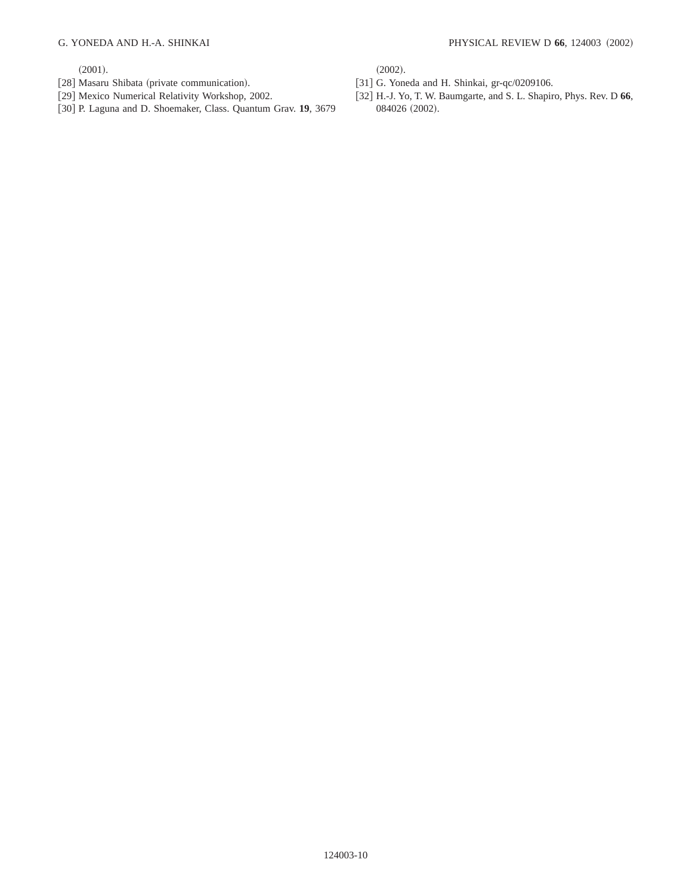(2001).

[28] Masaru Shibata (private communication).

[29] Mexico Numerical Relativity Workshop, 2002.

[30] P. Laguna and D. Shoemaker, Class. Quantum Grav. **19**, 3679 (2002).

[31] G. Yoneda and H. Shinkai, gr-qc/0209106.

[32] H.-J. Yo, T. W. Baumgarte, and S. L. Shapiro, Phys. Rev. D **66**, 084026 (2002).